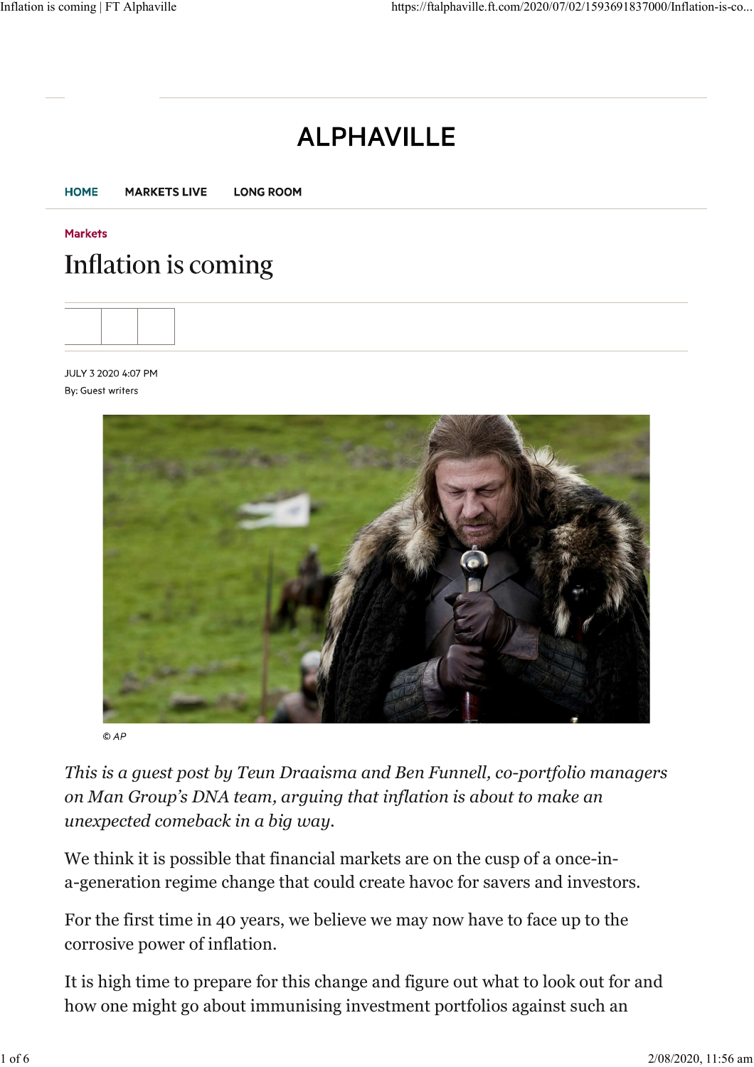# ALPHAVILLE

HOME · MARKETS LIVE · LONG ROOM

Markets

## Inflation is coming

JULY 3 2020 4:07 PM

By: Guest writers

© AP

*This is a guest post by Teun Draaisma and Ben Funnell, co-portfolio managers on Man Group's DNA team, arguing that inflation is about to make an unexpected comeback in a big way.*

We think it is possible that financial markets are on the cusp of a once-in-a-generation regime change that could create havoc for savers and investors.

For the first time in 40 years, we believe we may now have to face up to the corrosive power of inflation.

It is high time to prepare for this change and figure out what to look out for and how one might go about immunising investment portfolios against such an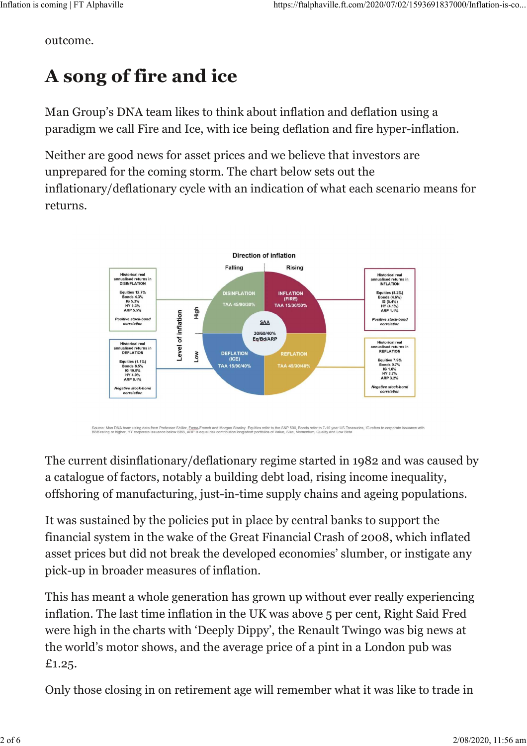outcome.

# A song of fire and ice

Man Group's DNA team likes to think about inflation and deflation using a paradigm we call Fire and Ice, with ice being deflation and fire hyper-inflation.

Neither are good news for asset prices and we believe that investors are unprepared for the coming storm. The chart below sets out the inflationary/deflationary cycle with an indication of what each scenario means for returns.

Direction of inflation

Falling | Rising

Level of inflation: High | Low

**Historical real annualised returns in DISINFLATION**
Equities 12.7%
Bonds 4.3%
IG 5.3%
HY 6.3%
ARP 5.5%
*Positive stock-bond correlation*

**Historical real annualised returns in INFLATION**
Equities (8.2%)
Bonds (4.6%)
IG (5.4%)
HY (4.1%)
ARP 1.1%
*Positive stock-bond correlation*

**Historical real annualised returns in DEFLATION**
Equities (1.1%)
Bonds 8.5%
IG 10.9%
HY 4.9%
ARP 8.1%
*Negative stock-bond correlation*

**Historical real annualised returns in REFLATION**
Equities 7.9%
Bonds 0.7%
IG 1.6%
HY 2.7%
ARP 3.2%
*Negative stock-bond correlation*

DISINFLATION — TAA 45/90/30%
INFLATION (FIRE) — TAA 15/30/50%
DEFLATION (ICE) — TAA 15/90/40%
REFLATION — TAA 45/30/40%
SAA — 30/60/40% Eq/Bd/ARP

Source: Man DNA team using data from Professor Shiller, Fama-French and Morgan Stanley. Equities refer to the S&P 500, Bonds refer to 7-10 year US Treasuries, IG refers to corporate issuance with BBB rating or higher, HY corporate issuance below BBB, ARP is equal risk contribution long/short portfolios of Value, Size, Momentum, Quality and Low Beta

The current disinflationary/deflationary regime started in 1982 and was caused by a catalogue of factors, notably a building debt load, rising income inequality, offshoring of manufacturing, just-in-time supply chains and ageing populations.

It was sustained by the policies put in place by central banks to support the financial system in the wake of the Great Financial Crash of 2008, which inflated asset prices but did not break the developed economies' slumber, or instigate any pick-up in broader measures of inflation.

This has meant a whole generation has grown up without ever really experiencing inflation. The last time inflation in the UK was above 5 per cent, Right Said Fred were high in the charts with 'Deeply Dippy', the Renault Twingo was big news at the world's motor shows, and the average price of a pint in a London pub was £1.25.

Only those closing in on retirement age will remember what it was like to trade in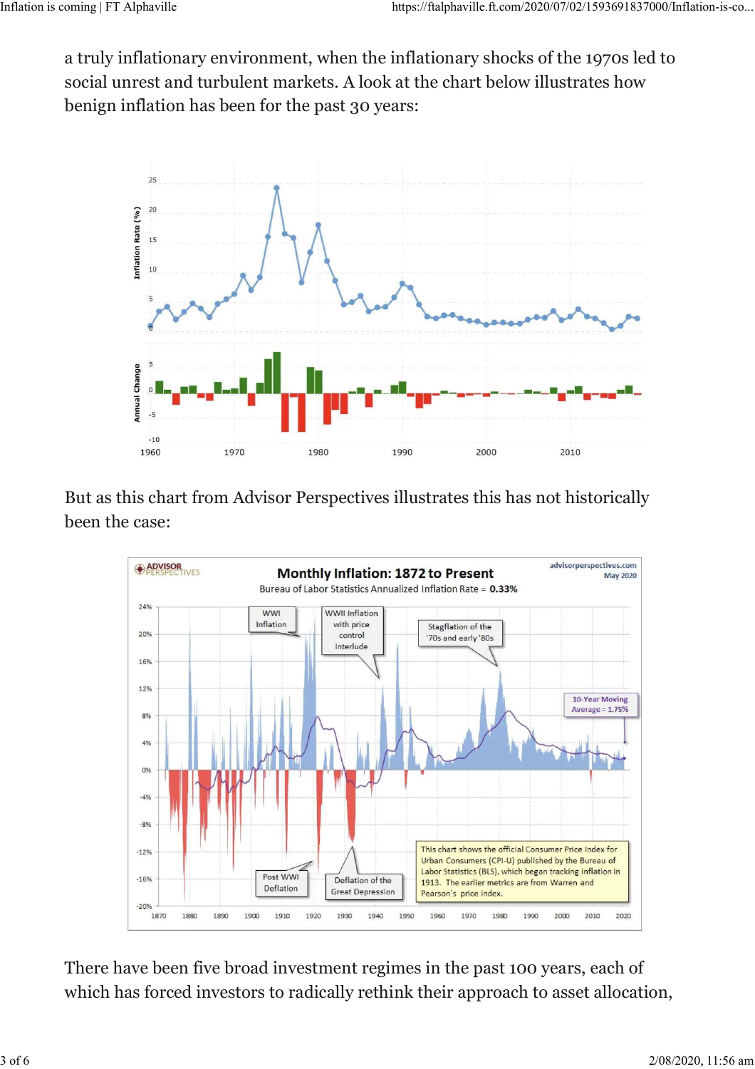a truly inflationary environment, when the inflationary shocks of the 1970s led to social unrest and turbulent markets. A look at the chart below illustrates how benign inflation has been for the past 30 years:

But as this chart from Advisor Perspectives illustrates this has not historically been the case:

There have been five broad investment regimes in the past 100 years, each of which has forced investors to radically rethink their approach to asset allocation,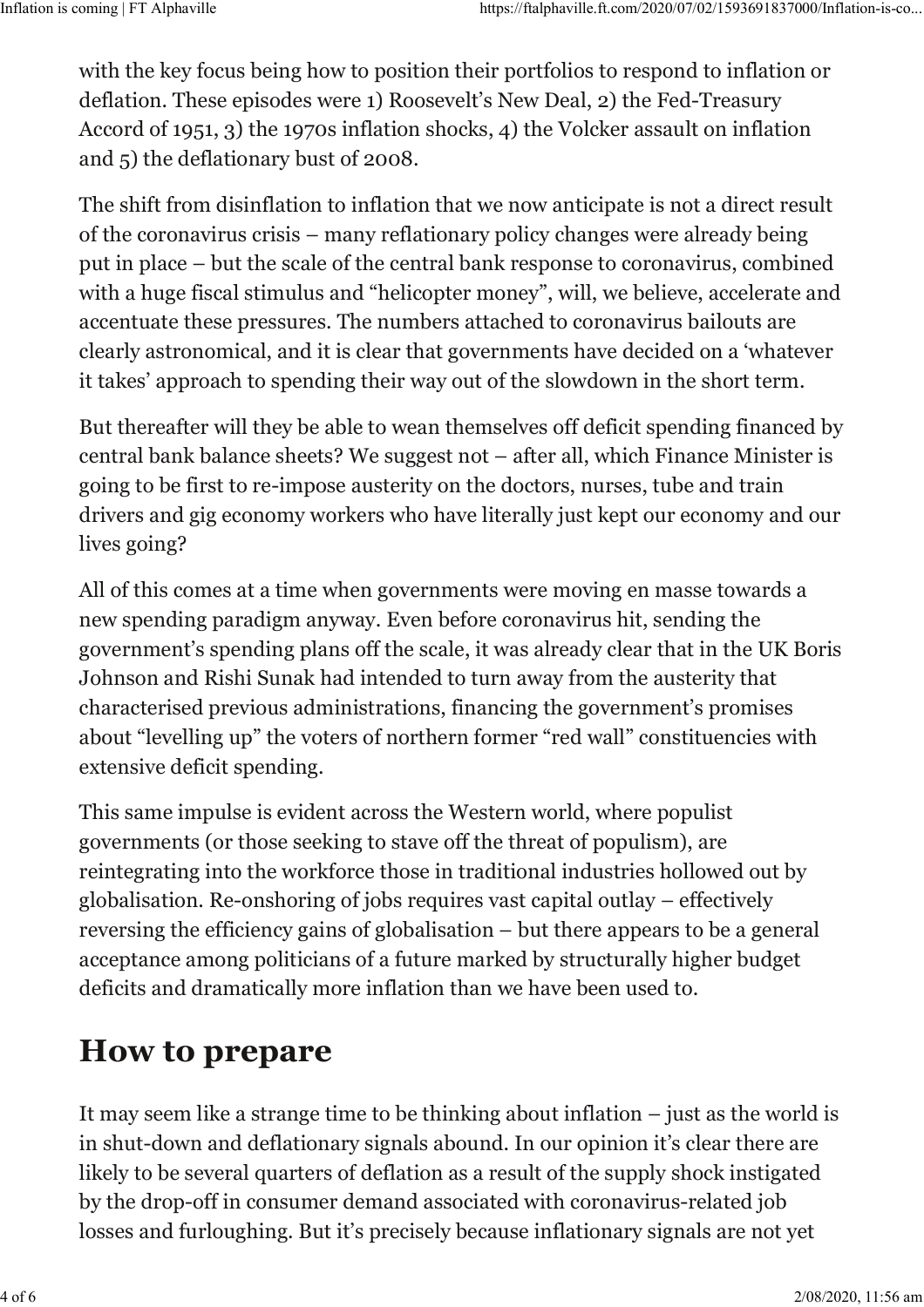with the key focus being how to position their portfolios to respond to inflation or deflation. These episodes were 1) Roosevelt's New Deal, 2) the Fed-Treasury Accord of 1951, 3) the 1970s inflation shocks, 4) the Volcker assault on inflation and 5) the deflationary bust of 2008.

The shift from disinflation to inflation that we now anticipate is not a direct result of the coronavirus crisis – many reflationary policy changes were already being put in place – but the scale of the central bank response to coronavirus, combined with a huge fiscal stimulus and "helicopter money", will, we believe, accelerate and accentuate these pressures. The numbers attached to coronavirus bailouts are clearly astronomical, and it is clear that governments have decided on a 'whatever it takes' approach to spending their way out of the slowdown in the short term.

But thereafter will they be able to wean themselves off deficit spending financed by central bank balance sheets? We suggest not – after all, which Finance Minister is going to be first to re-impose austerity on the doctors, nurses, tube and train drivers and gig economy workers who have literally just kept our economy and our lives going?

All of this comes at a time when governments were moving en masse towards a new spending paradigm anyway. Even before coronavirus hit, sending the government's spending plans off the scale, it was already clear that in the UK Boris Johnson and Rishi Sunak had intended to turn away from the austerity that characterised previous administrations, financing the government's promises about "levelling up" the voters of northern former "red wall" constituencies with extensive deficit spending.

This same impulse is evident across the Western world, where populist governments (or those seeking to stave off the threat of populism), are reintegrating into the workforce those in traditional industries hollowed out by globalisation. Re-onshoring of jobs requires vast capital outlay – effectively reversing the efficiency gains of globalisation – but there appears to be a general acceptance among politicians of a future marked by structurally higher budget deficits and dramatically more inflation than we have been used to.

## How to prepare

It may seem like a strange time to be thinking about inflation – just as the world is in shut-down and deflationary signals abound. In our opinion it's clear there are likely to be several quarters of deflation as a result of the supply shock instigated by the drop-off in consumer demand associated with coronavirus-related job losses and furloughing. But it's precisely because inflationary signals are not yet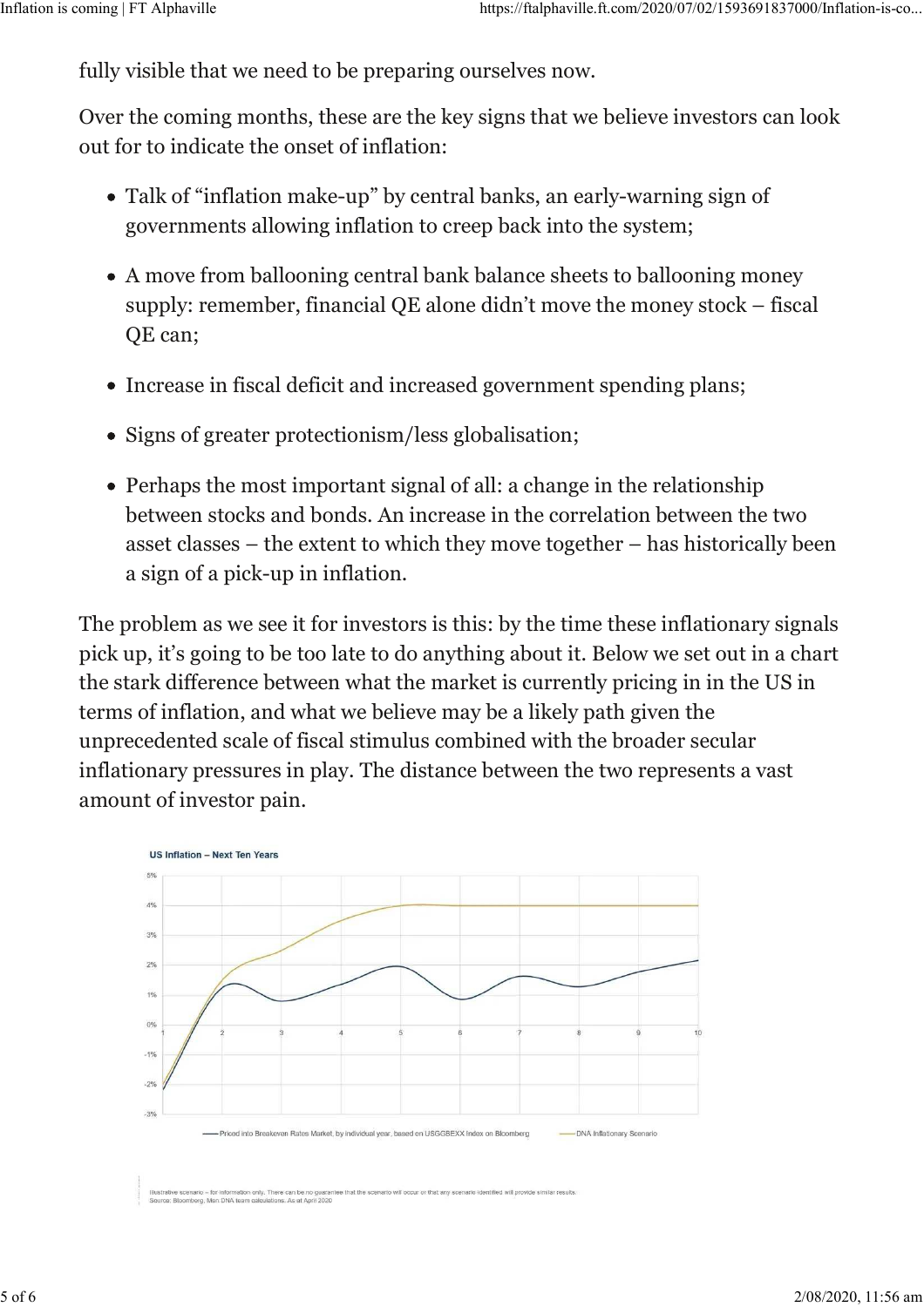fully visible that we need to be preparing ourselves now.

Over the coming months, these are the key signs that we believe investors can look out for to indicate the onset of inflation:

- Talk of "inflation make-up" by central banks, an early-warning sign of governments allowing inflation to creep back into the system;
- A move from ballooning central bank balance sheets to ballooning money supply: remember, financial QE alone didn't move the money stock – fiscal QE can;
- Increase in fiscal deficit and increased government spending plans;
- Signs of greater protectionism/less globalisation;
- Perhaps the most important signal of all: a change in the relationship between stocks and bonds. An increase in the correlation between the two asset classes – the extent to which they move together – has historically been a sign of a pick-up in inflation.

The problem as we see it for investors is this: by the time these inflationary signals pick up, it's going to be too late to do anything about it. Below we set out in a chart the stark difference between what the market is currently pricing in in the US in terms of inflation, and what we believe may be a likely path given the unprecedented scale of fiscal stimulus combined with the broader secular inflationary pressures in play. The distance between the two represents a vast amount of investor pain.

**US Inflation – Next Ten Years**

— Priced into Breakeven Rates Market, by individual year, based on USGGBEXX Index on Bloomberg — DNA Inflationary Scenario

Illustrative scenario – for information only. There can be no guarantee that the scenario will occur or that any scenario identified will provide similar results.
Source: Bloomberg, Man DNA team calculations. As at April 2020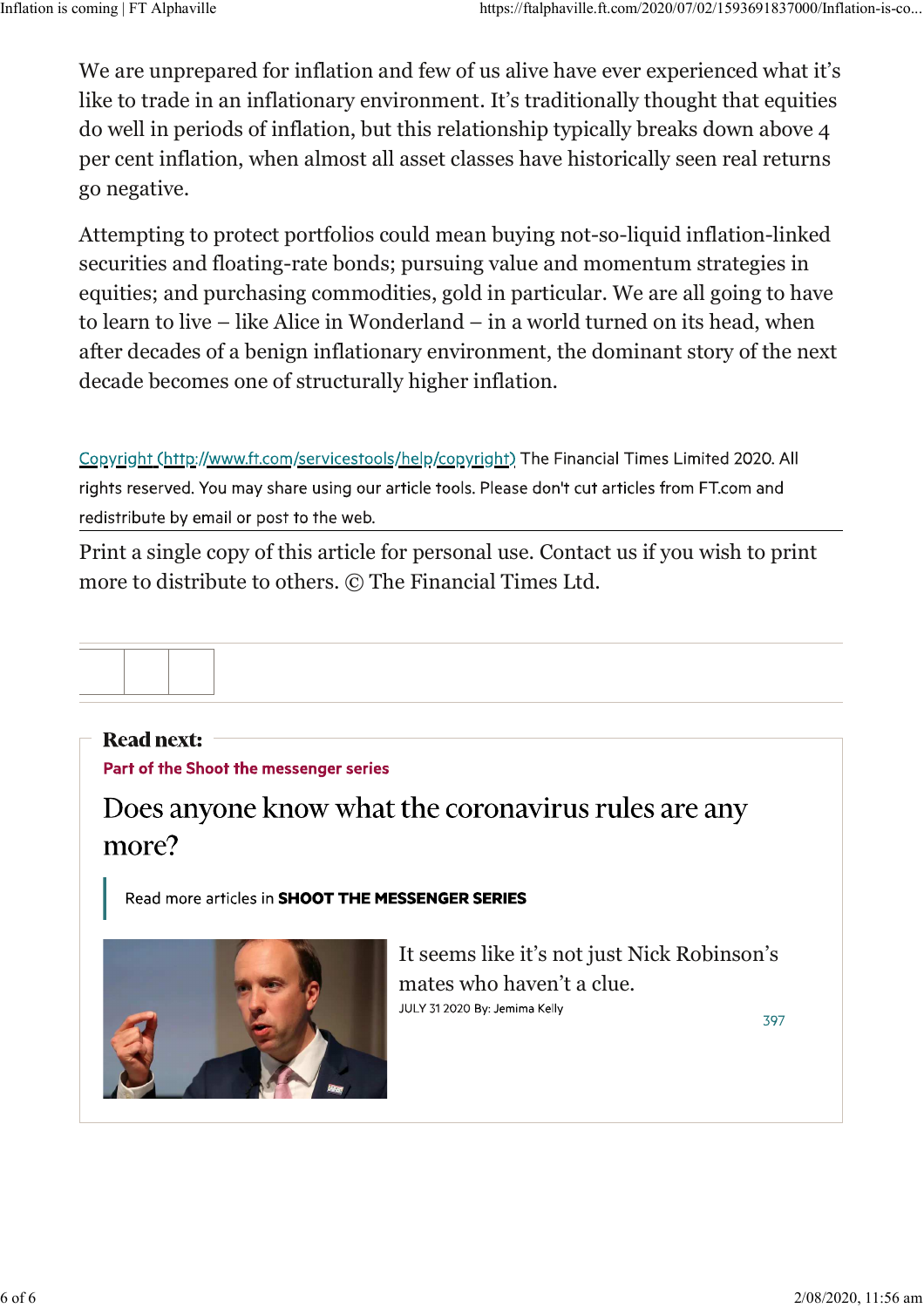We are unprepared for inflation and few of us alive have ever experienced what it's like to trade in an inflationary environment. It's traditionally thought that equities do well in periods of inflation, but this relationship typically breaks down above 4 per cent inflation, when almost all asset classes have historically seen real returns go negative.

Attempting to protect portfolios could mean buying not-so-liquid inflation-linked securities and floating-rate bonds; pursuing value and momentum strategies in equities; and purchasing commodities, gold in particular. We are all going to have to learn to live – like Alice in Wonderland – in a world turned on its head, when after decades of a benign inflationary environment, the dominant story of the next decade becomes one of structurally higher inflation.

Copyright (http://www.ft.com/servicestools/help/copyright) The Financial Times Limited 2020. All rights reserved. You may share using our article tools. Please don't cut articles from FT.com and redistribute by email or post to the web.

Print a single copy of this article for personal use. Contact us if you wish to print more to distribute to others. © The Financial Times Ltd.

**Read next:**

Part of the Shoot the messenger series

## Does anyone know what the coronavirus rules are any more?

Read more articles in **SHOOT THE MESSENGER SERIES**

It seems like it's not just Nick Robinson's mates who haven't a clue.

JULY 31 2020 By: Jemima Kelly

397